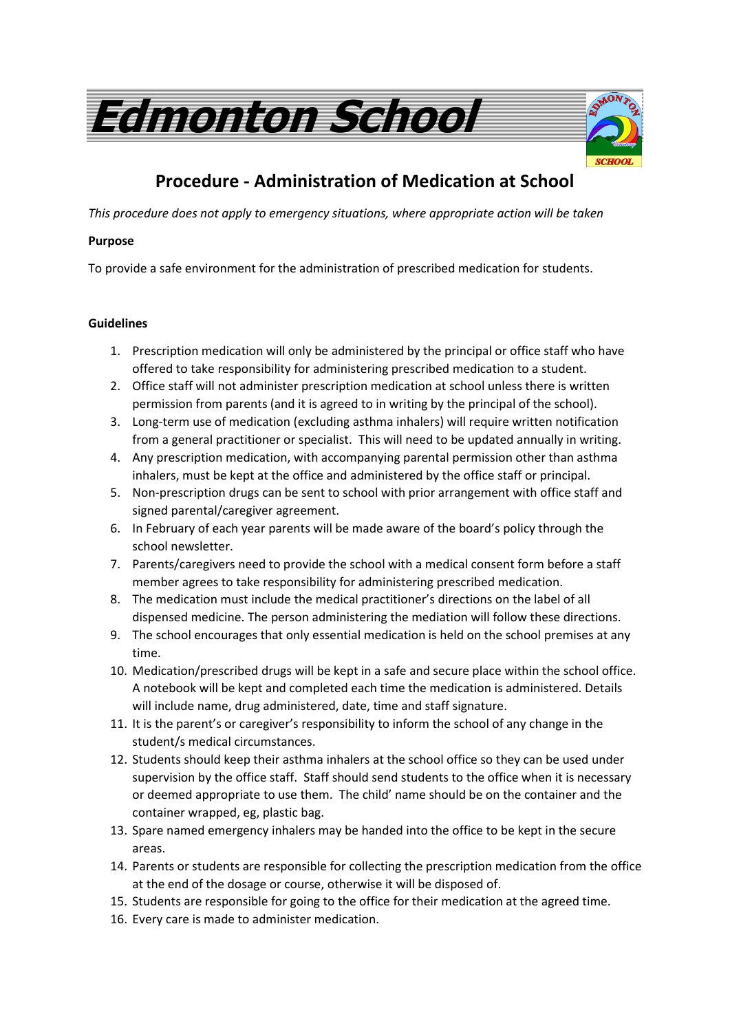# Edmonton School

## Procedure - Administration of Medication at School

*This procedure does not apply to emergency situations, where appropriate action will be taken*

**Purpose**

To provide a safe environment for the administration of prescribed medication for students.

**Guidelines**

1. Prescription medication will only be administered by the principal or office staff who have offered to take responsibility for administering prescribed medication to a student.
2. Office staff will not administer prescription medication at school unless there is written permission from parents (and it is agreed to in writing by the principal of the school).
3. Long-term use of medication (excluding asthma inhalers) will require written notification from a general practitioner or specialist. This will need to be updated annually in writing.
4. Any prescription medication, with accompanying parental permission other than asthma inhalers, must be kept at the office and administered by the office staff or principal.
5. Non-prescription drugs can be sent to school with prior arrangement with office staff and signed parental/caregiver agreement.
6. In February of each year parents will be made aware of the board's policy through the school newsletter.
7. Parents/caregivers need to provide the school with a medical consent form before a staff member agrees to take responsibility for administering prescribed medication.
8. The medication must include the medical practitioner's directions on the label of all dispensed medicine. The person administering the mediation will follow these directions.
9. The school encourages that only essential medication is held on the school premises at any time.
10. Medication/prescribed drugs will be kept in a safe and secure place within the school office. A notebook will be kept and completed each time the medication is administered. Details will include name, drug administered, date, time and staff signature.
11. It is the parent's or caregiver's responsibility to inform the school of any change in the student/s medical circumstances.
12. Students should keep their asthma inhalers at the school office so they can be used under supervision by the office staff. Staff should send students to the office when it is necessary or deemed appropriate to use them. The child' name should be on the container and the container wrapped, eg, plastic bag.
13. Spare named emergency inhalers may be handed into the office to be kept in the secure areas.
14. Parents or students are responsible for collecting the prescription medication from the office at the end of the dosage or course, otherwise it will be disposed of.
15. Students are responsible for going to the office for their medication at the agreed time.
16. Every care is made to administer medication.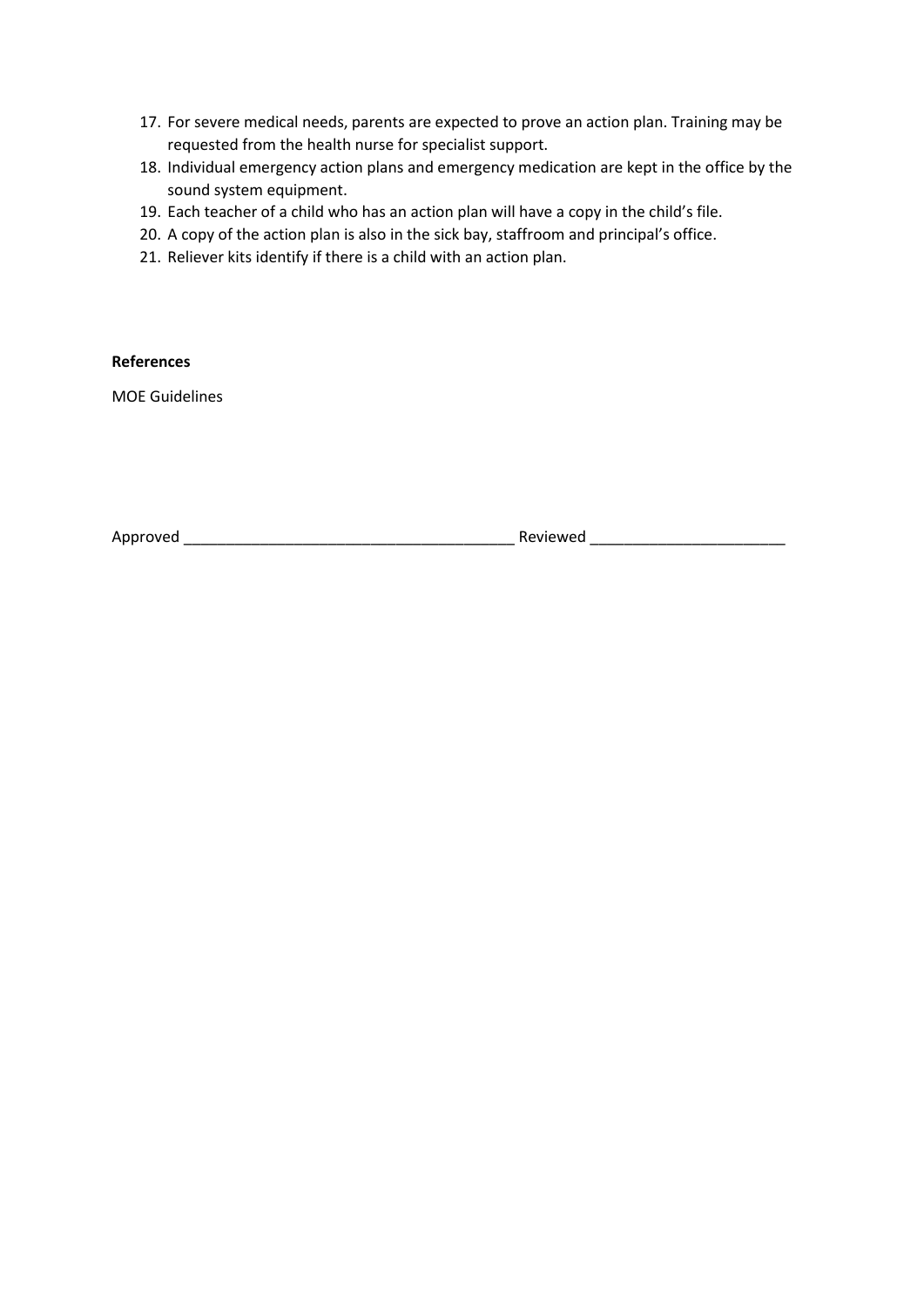17. For severe medical needs, parents are expected to prove an action plan. Training may be requested from the health nurse for specialist support.
18. Individual emergency action plans and emergency medication are kept in the office by the sound system equipment.
19. Each teacher of a child who has an action plan will have a copy in the child's file.
20. A copy of the action plan is also in the sick bay, staffroom and principal's office.
21. Reliever kits identify if there is a child with an action plan.

**References**

MOE Guidelines

Approved ______________________________________ Reviewed ______________________